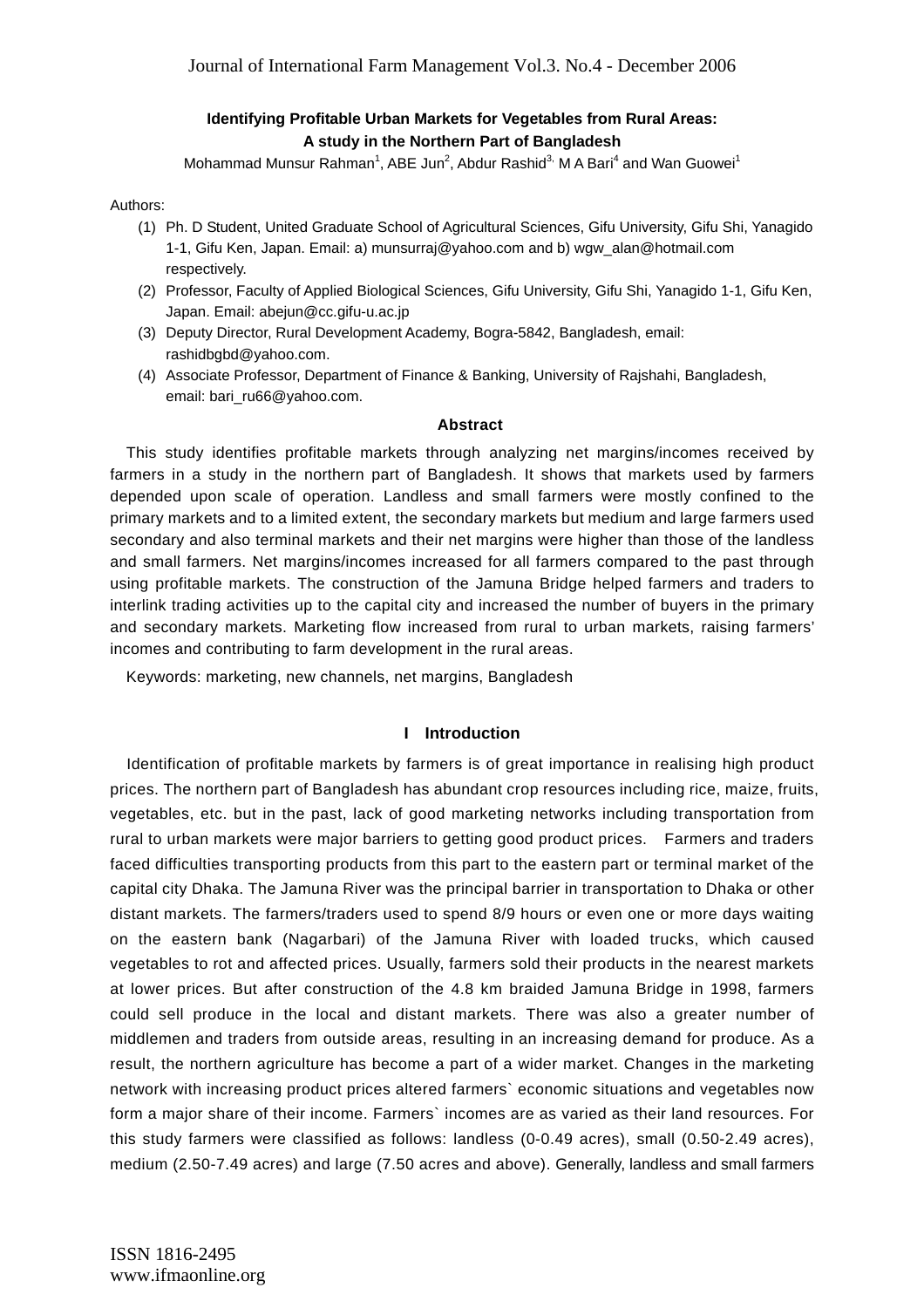## Identifying Profitable Urban Markets for Vegetables from Rural Areas: A study in the Northern Part of Bangladesh

Mohammad Munsur Rahman[1], ABE Jun[2], Abdur Rashid[3], M A Bari[4] and Wan Guowei[1]

Authors:

1. Ph. D Student, United Graduate School of Agricultural Sciences, Gifu University, Gifu Shi, Yanagido 1-1, Gifu Ken, Japan. Email: a) munsurraj@yahoo.com and b) wgw_alan@hotmail.com respectively.
2. Professor, Faculty of Applied Biological Sciences, Gifu University, Gifu Shi, Yanagido 1-1, Gifu Ken, Japan. Email: abejun@cc.gifu-u.ac.jp
3. Deputy Director, Rural Development Academy, Bogra-5842, Bangladesh, email: rashidbgbd@yahoo.com.
4. Associate Professor, Department of Finance & Banking, University of Rajshahi, Bangladesh, email: bari_ru66@yahoo.com.

### Abstract

This study identifies profitable markets through analyzing net margins/incomes received by farmers in a study in the northern part of Bangladesh. It shows that markets used by farmers depended upon scale of operation. Landless and small farmers were mostly confined to the primary markets and to a limited extent, the secondary markets but medium and large farmers used secondary and also terminal markets and their net margins were higher than those of the landless and small farmers. Net margins/incomes increased for all farmers compared to the past through using profitable markets. The construction of the Jamuna Bridge helped farmers and traders to interlink trading activities up to the capital city and increased the number of buyers in the primary and secondary markets. Marketing flow increased from rural to urban markets, raising farmers' incomes and contributing to farm development in the rural areas.

Keywords: marketing, new channels, net margins, Bangladesh

### I Introduction

Identification of profitable markets by farmers is of great importance in realising high product prices. The northern part of Bangladesh has abundant crop resources including rice, maize, fruits, vegetables, etc. but in the past, lack of good marketing networks including transportation from rural to urban markets were major barriers to getting good product prices. Farmers and traders faced difficulties transporting products from this part to the eastern part or terminal market of the capital city Dhaka. The Jamuna River was the principal barrier in transportation to Dhaka or other distant markets. The farmers/traders used to spend 8/9 hours or even one or more days waiting on the eastern bank (Nagarbari) of the Jamuna River with loaded trucks, which caused vegetables to rot and affected prices. Usually, farmers sold their products in the nearest markets at lower prices. But after construction of the 4.8 km braided Jamuna Bridge in 1998, farmers could sell produce in the local and distant markets. There was also a greater number of middlemen and traders from outside areas, resulting in an increasing demand for produce. As a result, the northern agriculture has become a part of a wider market. Changes in the marketing network with increasing product prices altered farmers` economic situations and vegetables now form a major share of their income. Farmers` incomes are as varied as their land resources. For this study farmers were classified as follows: landless (0-0.49 acres), small (0.50-2.49 acres), medium (2.50-7.49 acres) and large (7.50 acres and above). Generally, landless and small farmers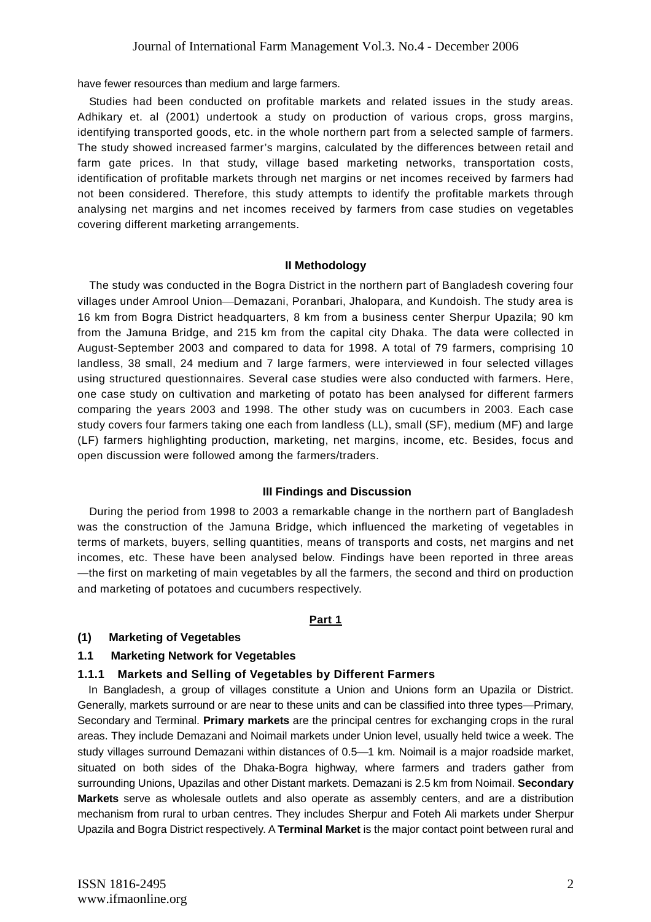have fewer resources than medium and large farmers.

Studies had been conducted on profitable markets and related issues in the study areas. Adhikary et. al (2001) undertook a study on production of various crops, gross margins, identifying transported goods, etc. in the whole northern part from a selected sample of farmers. The study showed increased farmer's margins, calculated by the differences between retail and farm gate prices. In that study, village based marketing networks, transportation costs, identification of profitable markets through net margins or net incomes received by farmers had not been considered. Therefore, this study attempts to identify the profitable markets through analysing net margins and net incomes received by farmers from case studies on vegetables covering different marketing arrangements.

## II Methodology

The study was conducted in the Bogra District in the northern part of Bangladesh covering four villages under Amrool Union—Demazani, Poranbari, Jhalopara, and Kundoish. The study area is 16 km from Bogra District headquarters, 8 km from a business center Sherpur Upazila; 90 km from the Jamuna Bridge, and 215 km from the capital city Dhaka. The data were collected in August-September 2003 and compared to data for 1998. A total of 79 farmers, comprising 10 landless, 38 small, 24 medium and 7 large farmers, were interviewed in four selected villages using structured questionnaires. Several case studies were also conducted with farmers. Here, one case study on cultivation and marketing of potato has been analysed for different farmers comparing the years 2003 and 1998. The other study was on cucumbers in 2003. Each case study covers four farmers taking one each from landless (LL), small (SF), medium (MF) and large (LF) farmers highlighting production, marketing, net margins, income, etc. Besides, focus and open discussion were followed among the farmers/traders.

## III Findings and Discussion

During the period from 1998 to 2003 a remarkable change in the northern part of Bangladesh was the construction of the Jamuna Bridge, which influenced the marketing of vegetables in terms of markets, buyers, selling quantities, means of transports and costs, net margins and net incomes, etc. These have been analysed below. Findings have been reported in three areas—the first on marketing of main vegetables by all the farmers, the second and third on production and marketing of potatoes and cucumbers respectively.

### Part 1

### (1) Marketing of Vegetables

### 1.1 Marketing Network for Vegetables

#### 1.1.1 Markets and Selling of Vegetables by Different Farmers

In Bangladesh, a group of villages constitute a Union and Unions form an Upazila or District. Generally, markets surround or are near to these units and can be classified into three types—Primary, Secondary and Terminal. **Primary markets** are the principal centres for exchanging crops in the rural areas. They include Demazani and Noimail markets under Union level, usually held twice a week. The study villages surround Demazani within distances of 0.5—1 km. Noimail is a major roadside market, situated on both sides of the Dhaka-Bogra highway, where farmers and traders gather from surrounding Unions, Upazilas and other Distant markets. Demazani is 2.5 km from Noimail. **Secondary Markets** serve as wholesale outlets and also operate as assembly centers, and are a distribution mechanism from rural to urban centres. They includes Sherpur and Foteh Ali markets under Sherpur Upazila and Bogra District respectively. A **Terminal Market** is the major contact point between rural and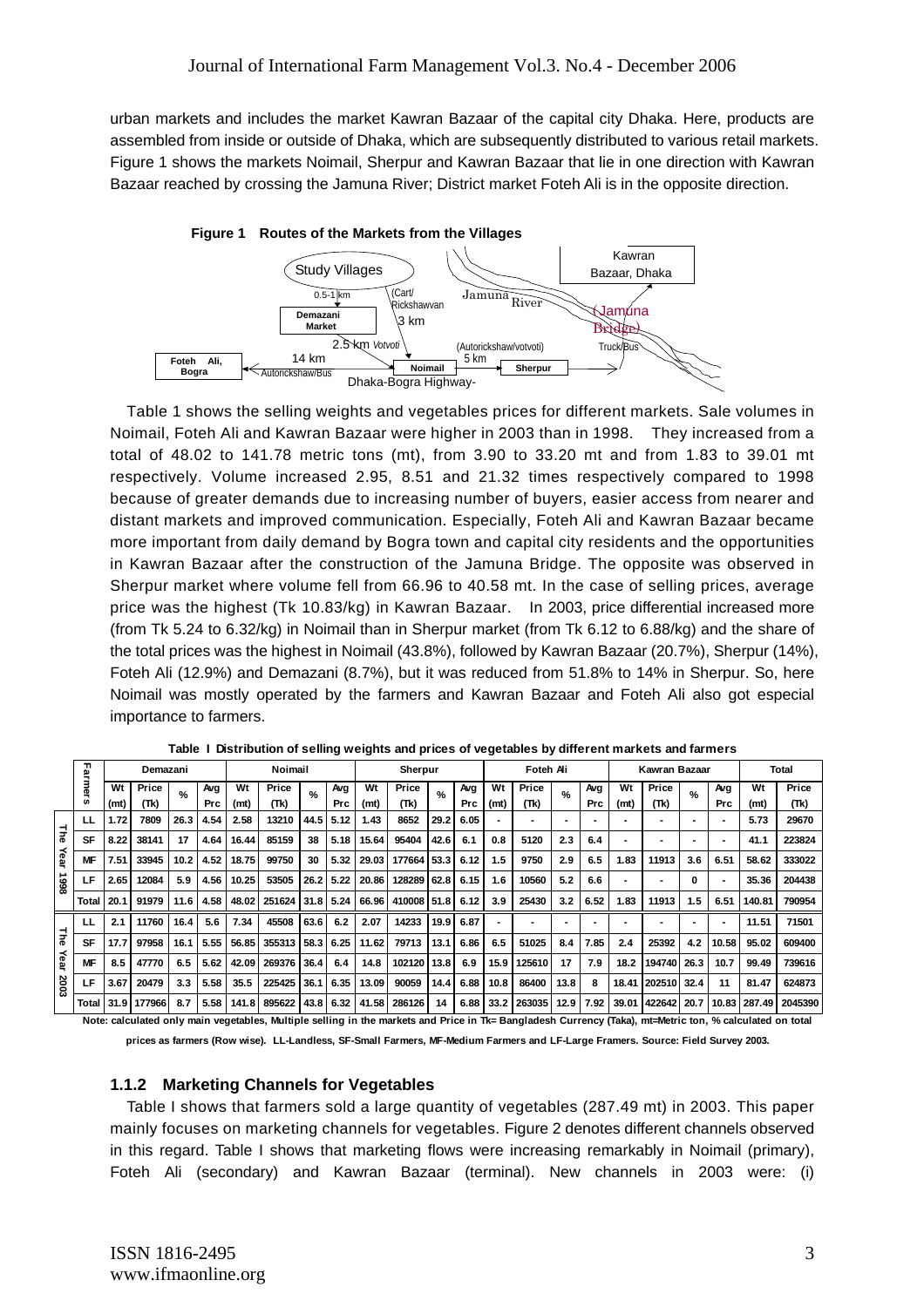urban markets and includes the market Kawran Bazaar of the capital city Dhaka. Here, products are assembled from inside or outside of Dhaka, which are subsequently distributed to various retail markets. Figure 1 shows the markets Noimail, Sherpur and Kawran Bazaar that lie in one direction with Kawran Bazaar reached by crossing the Jamuna River; District market Foteh Ali is in the opposite direction.

**Figure 1 Routes of the Markets from the Villages**

Study Villages — 0.5-1 km — Demazani Market — (Cart/Rickshawvan) 3 km — 2.5 km *Votvoti* — Noimail — (Autorickshaw/votvoti) 5 km — Sherpur — Truck/Bus — (Jamuna Bridge) — Kawran Bazaar, Dhaka. Noimail — 14 km Autorickshaw/Bus — Foteh Ali, Bogra. Jamuna River. Dhaka-Bogra Highway-

Table 1 shows the selling weights and vegetables prices for different markets. Sale volumes in Noimail, Foteh Ali and Kawran Bazaar were higher in 2003 than in 1998. They increased from a total of 48.02 to 141.78 metric tons (mt), from 3.90 to 33.20 mt and from 1.83 to 39.01 mt respectively. Volume increased 2.95, 8.51 and 21.32 times respectively compared to 1998 because of greater demands due to increasing number of buyers, easier access from nearer and distant markets and improved communication. Especially, Foteh Ali and Kawran Bazaar became more important from daily demand by Bogra town and capital city residents and the opportunities in Kawran Bazaar after the construction of the Jamuna Bridge. The opposite was observed in Sherpur market where volume fell from 66.96 to 40.58 mt. In the case of selling prices, average price was the highest (Tk 10.83/kg) in Kawran Bazaar. In 2003, price differential increased more (from Tk 5.24 to 6.32/kg) in Noimail than in Sherpur market (from Tk 6.12 to 6.88/kg) and the share of the total prices was the highest in Noimail (43.8%), followed by Kawran Bazaar (20.7%), Sherpur (14%), Foteh Ali (12.9%) and Demazani (8.7%), but it was reduced from 51.8% to 14% in Sherpur. So, here Noimail was mostly operated by the farmers and Kawran Bazaar and Foteh Ali also got especial importance to farmers.

**Table I Distribution of selling weights and prices of vegetables by different markets and farmers**

| | Farmers | Demazani | | | | Noimail | | | | Sherpur | | | | Foteh Ali | | | | Kawran Bazaar | | | | Total | |
|---|---|---|---|---|---|---|---|---|---|---|---|---|---|---|---|---|---|---|---|---|---|---|---|
| | | Wt (mt) | Price (Tk) | % | Avg Prc | Wt (mt) | Price (Tk) | % | Avg Prc | Wt (mt) | Price (Tk) | % | Avg Prc | Wt (mt) | Price (Tk) | % | Avg Prc | Wt (mt) | Price (Tk) | % | Avg Prc | Wt (mt) | Price (Tk) |
| The Year 1998 | LL | 1.72 | 7809 | 26.3 | 4.54 | 2.58 | 13210 | 44.5 | 5.12 | 1.43 | 8652 | 29.2 | 6.05 | - | - | - | - | - | - | - | - | 5.73 | 29670 |
| | SF | 8.22 | 38141 | 17 | 4.64 | 16.44 | 85159 | 38 | 5.18 | 15.64 | 95404 | 42.6 | 6.1 | 0.8 | 5120 | 2.3 | 6.4 | - | - | - | - | 41.1 | 223824 |
| | MF | 7.51 | 33945 | 10.2 | 4.52 | 18.75 | 99750 | 30 | 5.32 | 29.03 | 177664 | 53.3 | 6.12 | 1.5 | 9750 | 2.9 | 6.5 | 1.83 | 11913 | 3.6 | 6.51 | 58.62 | 333022 |
| | LF | 2.65 | 12084 | 5.9 | 4.56 | 10.25 | 53505 | 26.2 | 5.22 | 20.86 | 128289 | 62.8 | 6.15 | 1.6 | 10560 | 5.2 | 6.6 | - | - | 0 | - | 35.36 | 204438 |
| | Total | 20.1 | 91979 | 11.6 | 4.58 | 48.02 | 251624 | 31.8 | 5.24 | 66.96 | 410008 | 51.8 | 6.12 | 3.9 | 25430 | 3.2 | 6.52 | 1.83 | 11913 | 1.5 | 6.51 | 140.81 | 790954 |
| The Year 2003 | LL | 2.1 | 11760 | 16.4 | 5.6 | 7.34 | 45508 | 63.6 | 6.2 | 2.07 | 14233 | 19.9 | 6.87 | - | - | - | - | - | - | - | - | 11.51 | 71501 |
| | SF | 17.7 | 97958 | 16.1 | 5.55 | 56.85 | 355313 | 58.3 | 6.25 | 11.62 | 79713 | 13.1 | 6.86 | 6.5 | 51025 | 8.4 | 7.85 | 2.4 | 25392 | 4.2 | 10.58 | 95.02 | 609400 |
| | MF | 8.5 | 47770 | 6.5 | 5.62 | 42.09 | 269376 | 36.4 | 6.4 | 14.8 | 102120 | 13.8 | 6.9 | 15.9 | 125610 | 17 | 7.9 | 18.2 | 194740 | 26.3 | 10.7 | 99.49 | 739616 |
| | LF | 3.67 | 20479 | 3.3 | 5.58 | 35.5 | 225425 | 36.1 | 6.35 | 13.09 | 90059 | 14.4 | 6.88 | 10.8 | 86400 | 13.8 | 8 | 18.41 | 202510 | 32.4 | 11 | 81.47 | 624873 |
| | Total | 31.9 | 177966 | 8.7 | 5.58 | 141.8 | 895622 | 43.8 | 6.32 | 41.58 | 286126 | 14 | 6.88 | 33.2 | 263035 | 12.9 | 7.92 | 39.01 | 422642 | 20.7 | 10.83 | 287.49 | 2045390 |

**Note: calculated only main vegetables, Multiple selling in the markets and Price in Tk= Bangladesh Currency (Taka), mt=Metric ton, % calculated on total prices as farmers (Row wise). LL-Landless, SF-Small Farmers, MF-Medium Farmers and LF-Large Framers. Source: Field Survey 2003.**

### 1.1.2 Marketing Channels for Vegetables

Table I shows that farmers sold a large quantity of vegetables (287.49 mt) in 2003. This paper mainly focuses on marketing channels for vegetables. Figure 2 denotes different channels observed in this regard. Table I shows that marketing flows were increasing remarkably in Noimail (primary), Foteh Ali (secondary) and Kawran Bazaar (terminal). New channels in 2003 were: (i)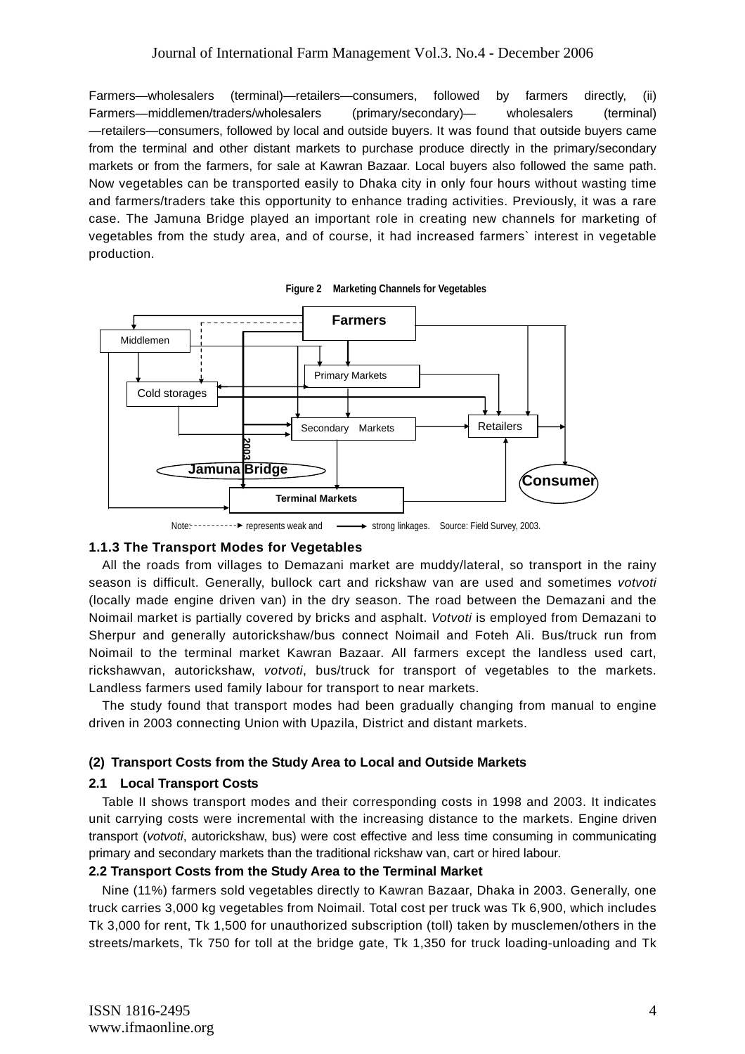Farmers—wholesalers (terminal)—retailers—consumers, followed by farmers directly, (ii) Farmers—middlemen/traders/wholesalers (primary/secondary)— wholesalers (terminal) —retailers—consumers, followed by local and outside buyers. It was found that outside buyers came from the terminal and other distant markets to purchase produce directly in the primary/secondary markets or from the farmers, for sale at Kawran Bazaar. Local buyers also followed the same path. Now vegetables can be transported easily to Dhaka city in only four hours without wasting time and farmers/traders take this opportunity to enhance trading activities. Previously, it was a rare case. The Jamuna Bridge played an important role in creating new channels for marketing of vegetables from the study area, and of course, it had increased farmers` interest in vegetable production.

**Figure 2 Marketing Channels for Vegetables**

Farmers, Middlemen, Primary Markets, Cold storages, Secondary Markets, Retailers, 2003, Jamuna Bridge, Consumer, Terminal Markets

Note: ----------► represents weak and ——► strong linkages. Source: Field Survey, 2003.

### 1.1.3 The Transport Modes for Vegetables

All the roads from villages to Demazani market are muddy/lateral, so transport in the rainy season is difficult. Generally, bullock cart and rickshaw van are used and sometimes *votvoti* (locally made engine driven van) in the dry season. The road between the Demazani and the Noimail market is partially covered by bricks and asphalt. *Votvoti* is employed from Demazani to Sherpur and generally autorickshaw/bus connect Noimail and Foteh Ali. Bus/truck run from Noimail to the terminal market Kawran Bazaar. All farmers except the landless used cart, rickshawvan, autorickshaw, *votvoti*, bus/truck for transport of vegetables to the markets. Landless farmers used family labour for transport to near markets.

The study found that transport modes had been gradually changing from manual to engine driven in 2003 connecting Union with Upazila, District and distant markets.

## (2) Transport Costs from the Study Area to Local and Outside Markets

### 2.1 Local Transport Costs

Table II shows transport modes and their corresponding costs in 1998 and 2003. It indicates unit carrying costs were incremental with the increasing distance to the markets. Engine driven transport (*votvoti*, autorickshaw, bus) were cost effective and less time consuming in communicating primary and secondary markets than the traditional rickshaw van, cart or hired labour.

### 2.2 Transport Costs from the Study Area to the Terminal Market

Nine (11%) farmers sold vegetables directly to Kawran Bazaar, Dhaka in 2003. Generally, one truck carries 3,000 kg vegetables from Noimail. Total cost per truck was Tk 6,900, which includes Tk 3,000 for rent, Tk 1,500 for unauthorized subscription (toll) taken by musclemen/others in the streets/markets, Tk 750 for toll at the bridge gate, Tk 1,350 for truck loading-unloading and Tk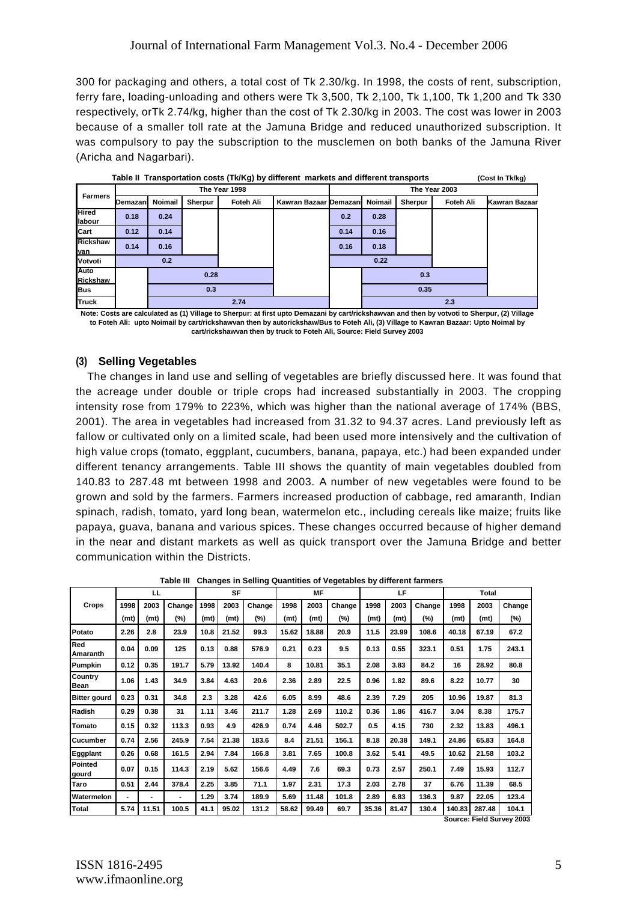300 for packaging and others, a total cost of Tk 2.30/kg. In 1998, the costs of rent, subscription, ferry fare, loading-unloading and others were Tk 3,500, Tk 2,100, Tk 1,100, Tk 1,200 and Tk 330 respectively, orTk 2.74/kg, higher than the cost of Tk 2.30/kg in 2003. The cost was lower in 2003 because of a smaller toll rate at the Jamuna Bridge and reduced unauthorized subscription. It was compulsory to pay the subscription to the musclemen on both banks of the Jamuna River (Aricha and Nagarbari).

**Table II Transportation costs (Tk/Kg) by different markets and different transports** (Cost In Tk/kg)

| Farmers | The Year 1998 | | | | | The Year 2003 | | | | |
|---|---|---|---|---|---|---|---|---|---|---|
| | Demazani | Noimail | Sherpur | Foteh Ali | Kawran Bazaar | Demazani | Noimail | Sherpur | Foteh Ali | Kawran Bazaar |
| Hired labour | 0.18 | 0.24 | | | | 0.2 | 0.28 | | | |
| Cart | 0.12 | 0.14 | | | | 0.14 | 0.16 | | | |
| Rickshaw van | 0.14 | 0.16 | | | | 0.16 | 0.18 | | | |
| Votvoti | | 0.2 | | | | | 0.22 | | | |
| Auto Rickshaw | | | 0.28 | | | | | 0.3 | | |
| Bus | | | 0.3 | | | | | 0.35 | | |
| Truck | | | | 2.74 | | | | | 2.3 | |

Note: Costs are calculated as (1) Village to Sherpur: at first upto Demazani by cart/rickshawvan and then by votvoti to Sherpur, (2) Village to Foteh Ali: upto Noimail by cart/rickshawvan then by autorickshaw/Bus to Foteh Ali, (3) Village to Kawran Bazaar: Upto Noimal by cart/rickshawvan then by truck to Foteh Ali, Source: Field Survey 2003

### (3) Selling Vegetables

The changes in land use and selling of vegetables are briefly discussed here. It was found that the acreage under double or triple crops had increased substantially in 2003. The cropping intensity rose from 179% to 223%, which was higher than the national average of 174% (BBS, 2001). The area in vegetables had increased from 31.32 to 94.37 acres. Land previously left as fallow or cultivated only on a limited scale, had been used more intensively and the cultivation of high value crops (tomato, eggplant, cucumbers, banana, papaya, etc.) had been expanded under different tenancy arrangements. Table III shows the quantity of main vegetables doubled from 140.83 to 287.48 mt between 1998 and 2003. A number of new vegetables were found to be grown and sold by the farmers. Farmers increased production of cabbage, red amaranth, Indian spinach, radish, tomato, yard long bean, watermelon etc., including cereals like maize; fruits like papaya, guava, banana and various spices. These changes occurred because of higher demand in the near and distant markets as well as quick transport over the Jamuna Bridge and better communication within the Districts.

**Table III Changes in Selling Quantities of Vegetables by different farmers**

| Crops | LL | | | SF | | | MF | | | LF | | | Total | | |
|---|---|---|---|---|---|---|---|---|---|---|---|---|---|---|---|
| | 1998 (mt) | 2003 (mt) | Change (%) | 1998 (mt) | 2003 (mt) | Change (%) | 1998 (mt) | 2003 (mt) | Change (%) | 1998 (mt) | 2003 (mt) | Change (%) | 1998 (mt) | 2003 (mt) | Change (%) |
| Potato | 2.26 | 2.8 | 23.9 | 10.8 | 21.52 | 99.3 | 15.62 | 18.88 | 20.9 | 11.5 | 23.99 | 108.6 | 40.18 | 67.19 | 67.2 |
| Red Amaranth | 0.04 | 0.09 | 125 | 0.13 | 0.88 | 576.9 | 0.21 | 0.23 | 9.5 | 0.13 | 0.55 | 323.1 | 0.51 | 1.75 | 243.1 |
| Pumpkin | 0.12 | 0.35 | 191.7 | 5.79 | 13.92 | 140.4 | 8 | 10.81 | 35.1 | 2.08 | 3.83 | 84.2 | 16 | 28.92 | 80.8 |
| Country Bean | 1.06 | 1.43 | 34.9 | 3.84 | 4.63 | 20.6 | 2.36 | 2.89 | 22.5 | 0.96 | 1.82 | 89.6 | 8.22 | 10.77 | 30 |
| Bitter gourd | 0.23 | 0.31 | 34.8 | 2.3 | 3.28 | 42.6 | 6.05 | 8.99 | 48.6 | 2.39 | 7.29 | 205 | 10.96 | 19.87 | 81.3 |
| Radish | 0.29 | 0.38 | 31 | 1.11 | 3.46 | 211.7 | 1.28 | 2.69 | 110.2 | 0.36 | 1.86 | 416.7 | 3.04 | 8.38 | 175.7 |
| Tomato | 0.15 | 0.32 | 113.3 | 0.93 | 4.9 | 426.9 | 0.74 | 4.46 | 502.7 | 0.5 | 4.15 | 730 | 2.32 | 13.83 | 496.1 |
| Cucumber | 0.74 | 2.56 | 245.9 | 7.54 | 21.38 | 183.6 | 8.4 | 21.51 | 156.1 | 8.18 | 20.38 | 149.1 | 24.86 | 65.83 | 164.8 |
| Eggplant | 0.26 | 0.68 | 161.5 | 2.94 | 7.84 | 166.8 | 3.81 | 7.65 | 100.8 | 3.62 | 5.41 | 49.5 | 10.62 | 21.58 | 103.2 |
| Pointed gourd | 0.07 | 0.15 | 114.3 | 2.19 | 5.62 | 156.6 | 4.49 | 7.6 | 69.3 | 0.73 | 2.57 | 250.1 | 7.49 | 15.93 | 112.7 |
| Taro | 0.51 | 2.44 | 378.4 | 2.25 | 3.85 | 71.1 | 1.97 | 2.31 | 17.3 | 2.03 | 2.78 | 37 | 6.76 | 11.39 | 68.5 |
| Watermelon | - | - | - | 1.29 | 3.74 | 189.9 | 5.69 | 11.48 | 101.8 | 2.89 | 6.83 | 136.3 | 9.87 | 22.05 | 123.4 |
| Total | 5.74 | 11.51 | 100.5 | 41.1 | 95.02 | 131.2 | 58.62 | 99.49 | 69.7 | 35.36 | 81.47 | 130.4 | 140.83 | 287.48 | 104.1 |

Source: Field Survey 2003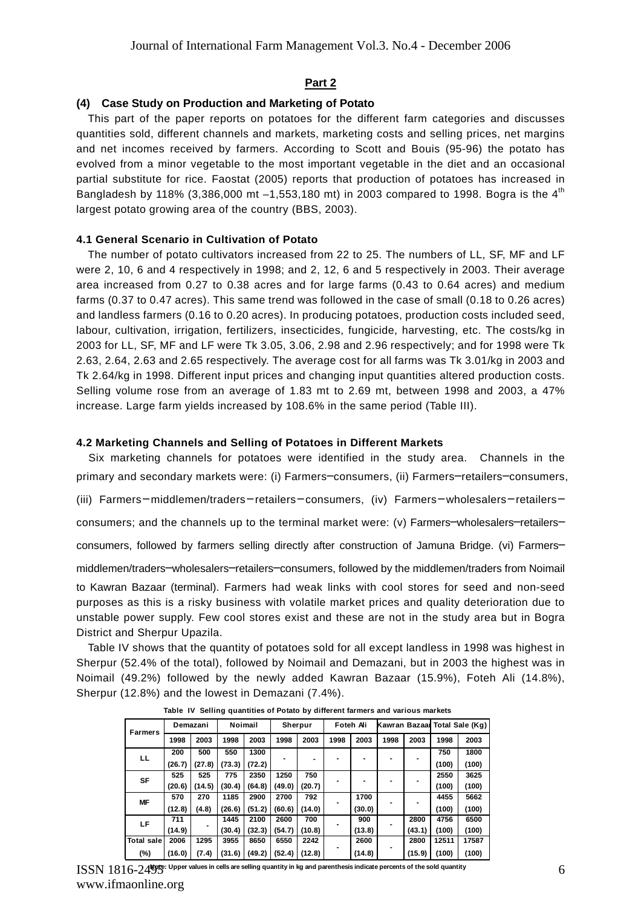## Part 2

### (4) Case Study on Production and Marketing of Potato

This part of the paper reports on potatoes for the different farm categories and discusses quantities sold, different channels and markets, marketing costs and selling prices, net margins and net incomes received by farmers. According to Scott and Bouis (95-96) the potato has evolved from a minor vegetable to the most important vegetable in the diet and an occasional partial substitute for rice. Faostat (2005) reports that production of potatoes has increased in Bangladesh by 118% (3,386,000 mt –1,553,180 mt) in 2003 compared to 1998. Bogra is the 4$^{th}$ largest potato growing area of the country (BBS, 2003).

#### 4.1 General Scenario in Cultivation of Potato

The number of potato cultivators increased from 22 to 25. The numbers of LL, SF, MF and LF were 2, 10, 6 and 4 respectively in 1998; and 2, 12, 6 and 5 respectively in 2003. Their average area increased from 0.27 to 0.38 acres and for large farms (0.43 to 0.64 acres) and medium farms (0.37 to 0.47 acres). This same trend was followed in the case of small (0.18 to 0.26 acres) and landless farmers (0.16 to 0.20 acres). In producing potatoes, production costs included seed, labour, cultivation, irrigation, fertilizers, insecticides, fungicide, harvesting, etc. The costs/kg in 2003 for LL, SF, MF and LF were Tk 3.05, 3.06, 2.98 and 2.96 respectively; and for 1998 were Tk 2.63, 2.64, 2.63 and 2.65 respectively. The average cost for all farms was Tk 3.01/kg in 2003 and Tk 2.64/kg in 1998. Different input prices and changing input quantities altered production costs. Selling volume rose from an average of 1.83 mt to 2.69 mt, between 1998 and 2003, a 47% increase. Large farm yields increased by 108.6% in the same period (Table III).

#### 4.2 Marketing Channels and Selling of Potatoes in Different Markets

Six marketing channels for potatoes were identified in the study area. Channels in the primary and secondary markets were: (i) Farmers–consumers, (ii) Farmers–retailers–consumers, (iii) Farmers–middlemen/traders–retailers–consumers, (iv) Farmers–wholesalers–retailers–consumers; and the channels up to the terminal market were: (v) Farmers–wholesalers–retailers–consumers, followed by farmers selling directly after construction of Jamuna Bridge. (vi) Farmers–middlemen/traders–wholesalers–retailers–consumers, followed by the middlemen/traders from Noimail to Kawran Bazaar (terminal). Farmers had weak links with cool stores for seed and non-seed purposes as this is a risky business with volatile market prices and quality deterioration due to unstable power supply. Few cool stores exist and these are not in the study area but in Bogra District and Sherpur Upazila.

Table IV shows that the quantity of potatoes sold for all except landless in 1998 was highest in Sherpur (52.4% of the total), followed by Noimail and Demazani, but in 2003 the highest was in Noimail (49.2%) followed by the newly added Kawran Bazaar (15.9%), Foteh Ali (14.8%), Sherpur (12.8%) and the lowest in Demazani (7.4%).

**Table IV Selling quantities of Potato by different farmers and various markets**

| Farmers | Demazani | | Noimail | | Sherpur | | Foteh Ali | | Kawran Bazaar | | Total Sale (Kg) | |
|---|---|---|---|---|---|---|---|---|---|---|---|---|
| | 1998 | 2003 | 1998 | 2003 | 1998 | 2003 | 1998 | 2003 | 1998 | 2003 | 1998 | 2003 |
| LL | 200 (26.7) | 500 (27.8) | 550 (73.3) | 1300 (72.2) | - | - | - | - | - | - | 750 (100) | 1800 (100) |
| SF | 525 (20.6) | 525 (14.5) | 775 (30.4) | 2350 (64.8) | 1250 (49.0) | 750 (20.7) | - | - | - | - | 2550 (100) | 3625 (100) |
| MF | 570 (12.8) | 270 (4.8) | 1185 (26.6) | 2900 (51.2) | 2700 (60.6) | 792 (14.0) | - | 1700 (30.0) | - | - | 4455 (100) | 5662 (100) |
| LF | 711 (14.9) | - | 1445 (30.4) | 2100 (32.3) | 2600 (54.7) | 700 (10.8) | - | 900 (13.8) | - | 2800 (43.1) | 4756 (100) | 6500 (100) |
| Total sale (%) | 2006 (16.0) | 1295 (7.4) | 3955 (31.6) | 8650 (49.2) | 6550 (52.4) | 2242 (12.8) | - | 2600 (14.8) | - | 2800 (15.9) | 12511 (100) | 17587 (100) |

Note: Upper values in cells are selling quantity in kg and parenthesis indicate percents of the sold quantity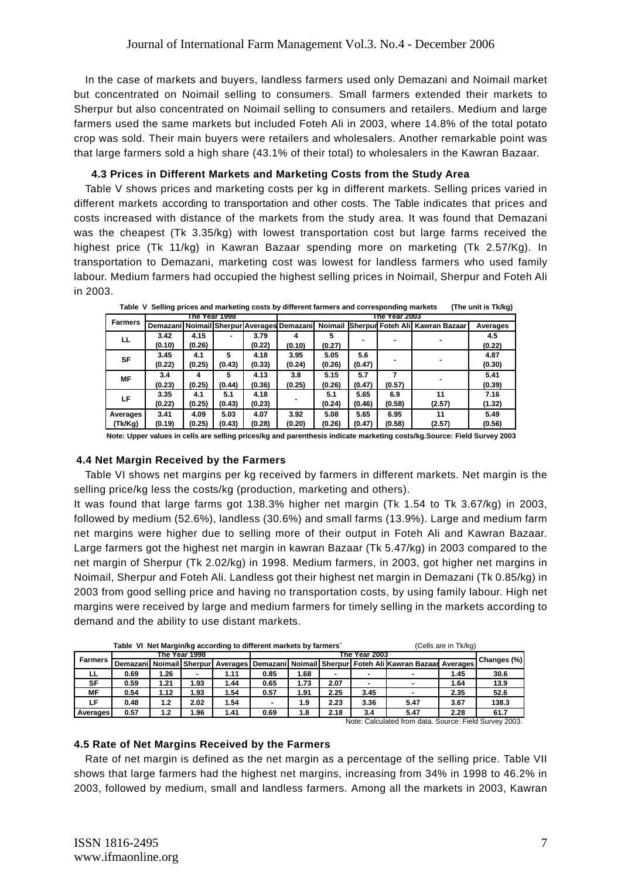In the case of markets and buyers, landless farmers used only Demazani and Noimail market but concentrated on Noimail selling to consumers. Small farmers extended their markets to Sherpur but also concentrated on Noimail selling to consumers and retailers. Medium and large farmers used the same markets but included Foteh Ali in 2003, where 14.8% of the total potato crop was sold. Their main buyers were retailers and wholesalers. Another remarkable point was that large farmers sold a high share (43.1% of their total) to wholesalers in the Kawran Bazaar.

### 4.3 Prices in Different Markets and Marketing Costs from the Study Area

Table V shows prices and marketing costs per kg in different markets. Selling prices varied in different markets according to transportation and other costs. The Table indicates that prices and costs increased with distance of the markets from the study area. It was found that Demazani was the cheapest (Tk 3.35/kg) with lowest transportation cost but large farms received the highest price (Tk 11/kg) in Kawran Bazaar spending more on marketing (Tk 2.57/Kg). In transportation to Demazani, marketing cost was lowest for landless farmers who used family labour. Medium farmers had occupied the highest selling prices in Noimail, Sherpur and Foteh Ali in 2003.

**Table V Selling prices and marketing costs by different farmers and corresponding markets** (The unit is Tk/kg)

| Farmers | The Year 1998 | | | | The Year 2003 | | | | | |
|---|---|---|---|---|---|---|---|---|---|---|
| | Demazani | Noimail | Sherpur | Averages | Demazani | Noimail | Sherpur | Foteh Ali | Kawran Bazaar | Averages |
| LL | 3.42 (0.10) | 4.15 (0.26) | - | 3.79 (0.22) | 4 (0.10) | 5 (0.27) | - | - | - | 4.5 (0.22) |
| SF | 3.45 (0.22) | 4.1 (0.25) | 5 (0.43) | 4.18 (0.33) | 3.95 (0.24) | 5.05 (0.26) | 5.6 (0.47) | - | - | 4.87 (0.30) |
| MF | 3.4 (0.23) | 4 (0.25) | 5 (0.44) | 4.13 (0.36) | 3.8 (0.25) | 5.15 (0.26) | 5.7 (0.47) | 7 (0.57) | - | 5.41 (0.39) |
| LF | 3.35 (0.22) | 4.1 (0.25) | 5.1 (0.43) | 4.18 (0.23) | - | 5.1 (0.24) | 5.65 (0.46) | 6.9 (0.58) | 11 (2.57) | 7.16 (1.32) |
| Averages (Tk/Kg) | 3.41 (0.19) | 4.09 (0.25) | 5.03 (0.43) | 4.07 (0.28) | 3.92 (0.20) | 5.08 (0.26) | 5.65 (0.47) | 6.95 (0.58) | 11 (2.57) | 5.49 (0.56) |

Note: Upper values in cells are selling prices/kg and parenthesis indicate marketing costs/kg.Source: Field Survey 2003

### 4.4 Net Margin Received by the Farmers

Table VI shows net margins per kg received by farmers in different markets. Net margin is the selling price/kg less the costs/kg (production, marketing and others).

It was found that large farms got 138.3% higher net margin (Tk 1.54 to Tk 3.67/kg) in 2003, followed by medium (52.6%), landless (30.6%) and small farms (13.9%). Large and medium farm net margins were higher due to selling more of their output in Foteh Ali and Kawran Bazaar. Large farmers got the highest net margin in kawran Bazaar (Tk 5.47/kg) in 2003 compared to the net margin of Sherpur (Tk 2.02/kg) in 1998. Medium farmers, in 2003, got higher net margins in Noimail, Sherpur and Foteh Ali. Landless got their highest net margin in Demazani (Tk 0.85/kg) in 2003 from good selling price and having no transportation costs, by using family labour. High net margins were received by large and medium farmers for timely selling in the markets according to demand and the ability to use distant markets.

**Table VI Net Margin/kg according to different markets by farmers`** (Cells are in Tk/kg)

| Farmers | The Year 1998 | | | | The Year 2003 | | | | | | Changes (%) |
|---|---|---|---|---|---|---|---|---|---|---|---|
| | Demazani | Noimail | Sherpur | Averages | Demazani | Noimail | Sherpur | Foteh Ali | Kawran Bazaar | Averages | |
| LL | 0.69 | 1.26 | - | 1.11 | 0.85 | 1.68 | - | - | - | 1.45 | 30.6 |
| SF | 0.59 | 1.21 | 1.93 | 1.44 | 0.65 | 1.73 | 2.07 | - | - | 1.64 | 13.9 |
| MF | 0.54 | 1.12 | 1.93 | 1.54 | 0.57 | 1.91 | 2.25 | 3.45 | - | 2.35 | 52.6 |
| LF | 0.48 | 1.2 | 2.02 | 1.54 | - | 1.9 | 2.23 | 3.36 | 5.47 | 3.67 | 138.3 |
| Averages | 0.57 | 1.2 | 1.96 | 1.41 | 0.69 | 1.8 | 2.18 | 3.4 | 5.47 | 2.28 | 61.7 |

Note: Calculated from data. Source: Field Survey 2003.

### 4.5 Rate of Net Margins Received by the Farmers

Rate of net margin is defined as the net margin as a percentage of the selling price. Table VII shows that large farmers had the highest net margins, increasing from 34% in 1998 to 46.2% in 2003, followed by medium, small and landless farmers. Among all the markets in 2003, Kawran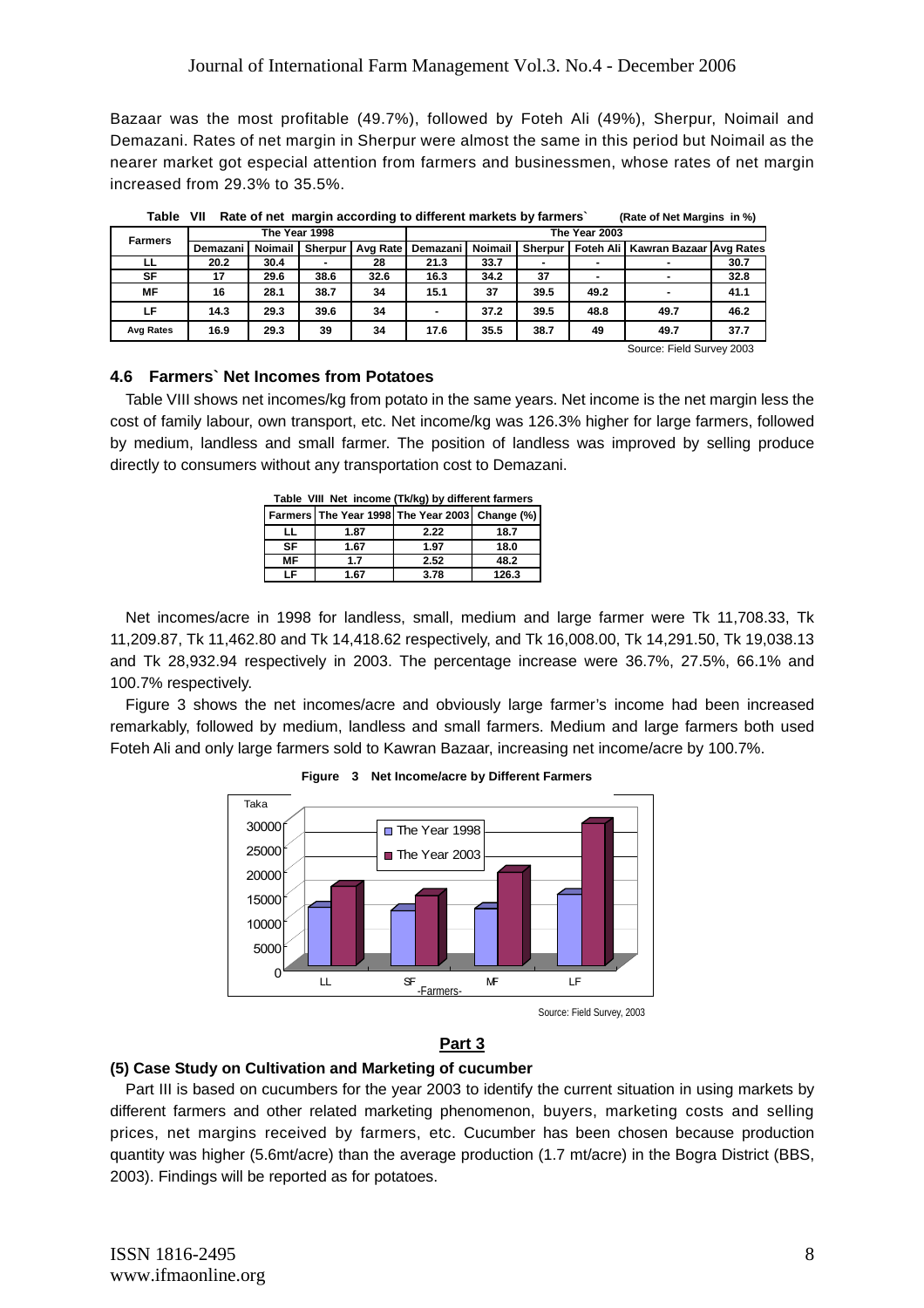Bazaar was the most profitable (49.7%), followed by Foteh Ali (49%), Sherpur, Noimail and Demazani. Rates of net margin in Sherpur were almost the same in this period but Noimail as the nearer market got especial attention from farmers and businessmen, whose rates of net margin increased from 29.3% to 35.5%.

**Table VII Rate of net margin according to different markets by farmers`** (Rate of Net Margins in %)

| Farmers | The Year 1998 | | | | The Year 2003 | | | | | |
|---|---|---|---|---|---|---|---|---|---|---|
| | Demazani | Noimail | Sherpur | Avg Rate | Demazani | Noimail | Sherpur | Foteh Ali | Kawran Bazaar | Avg Rates |
| LL | 20.2 | 30.4 | - | 28 | 21.3 | 33.7 | - | - | - | 30.7 |
| SF | 17 | 29.6 | 38.6 | 32.6 | 16.3 | 34.2 | 37 | - | - | 32.8 |
| MF | 16 | 28.1 | 38.7 | 34 | 15.1 | 37 | 39.5 | 49.2 | - | 41.1 |
| LF | 14.3 | 29.3 | 39.6 | 34 | - | 37.2 | 39.5 | 48.8 | 49.7 | 46.2 |
| Avg Rates | 16.9 | 29.3 | 39 | 34 | 17.6 | 35.5 | 38.7 | 49 | 49.7 | 37.7 |

Source: Field Survey 2003

## 4.6 Farmers` Net Incomes from Potatoes

Table VIII shows net incomes/kg from potato in the same years. Net income is the net margin less the cost of family labour, own transport, etc. Net income/kg was 126.3% higher for large farmers, followed by medium, landless and small farmer. The position of landless was improved by selling produce directly to consumers without any transportation cost to Demazani.

**Table VIII Net income (Tk/kg) by different farmers**

| Farmers | The Year 1998 | The Year 2003 | Change (%) |
|---|---|---|---|
| LL | 1.87 | 2.22 | 18.7 |
| SF | 1.67 | 1.97 | 18.0 |
| MF | 1.7 | 2.52 | 48.2 |
| LF | 1.67 | 3.78 | 126.3 |

Net incomes/acre in 1998 for landless, small, medium and large farmer were Tk 11,708.33, Tk 11,209.87, Tk 11,462.80 and Tk 14,418.62 respectively, and Tk 16,008.00, Tk 14,291.50, Tk 19,038.13 and Tk 28,932.94 respectively in 2003. The percentage increase were 36.7%, 27.5%, 66.1% and 100.7% respectively.

Figure 3 shows the net incomes/acre and obviously large farmer's income had been increased remarkably, followed by medium, landless and small farmers. Medium and large farmers both used Foteh Ali and only large farmers sold to Kawran Bazaar, increasing net income/acre by 100.7%.

**Figure 3 Net Income/acre by Different Farmers**

Source: Field Survey, 2003

## Part 3

### (5) Case Study on Cultivation and Marketing of cucumber

Part III is based on cucumbers for the year 2003 to identify the current situation in using markets by different farmers and other related marketing phenomenon, buyers, marketing costs and selling prices, net margins received by farmers, etc. Cucumber has been chosen because production quantity was higher (5.6mt/acre) than the average production (1.7 mt/acre) in the Bogra District (BBS, 2003). Findings will be reported as for potatoes.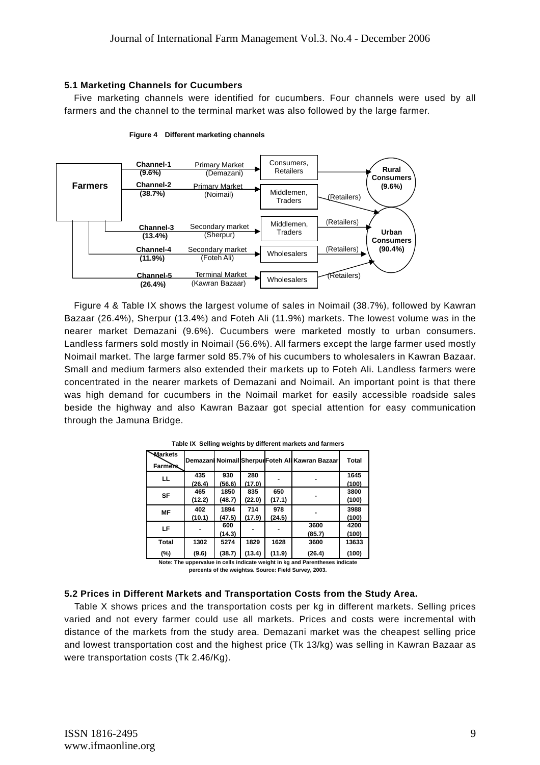### 5.1 Marketing Channels for Cucumbers

Five marketing channels were identified for cucumbers. Four channels were used by all farmers and the channel to the terminal market was also followed by the large farmer.

**Figure 4 Different marketing channels**

| Channel | Market | Intermediary | Consumers |
|---|---|---|---|
| Channel-1 (9.6%) | Primary Market (Demazani) | Consumers, Retailers | Rural Consumers (9.6%) |
| Channel-2 (38.7%) | Primary Market (Noimail) | Middlemen, Traders → (Retailers) | Urban Consumers (90.4%) |
| Channel-3 (13.4%) | Secondary market (Sherpur) | Middlemen, Traders → (Retailers) | Urban Consumers (90.4%) |
| Channel-4 (11.9%) | Secondary market (Foteh Ali) | Wholesalers → (Retailers) | Urban Consumers (90.4%) |
| Channel-5 (26.4%) | Terminal Market (Kawran Bazaar) | Wholesalers → (Retailers) | Urban Consumers (90.4%) |

Figure 4 & Table IX shows the largest volume of sales in Noimail (38.7%), followed by Kawran Bazaar (26.4%), Sherpur (13.4%) and Foteh Ali (11.9%) markets. The lowest volume was in the nearer market Demazani (9.6%). Cucumbers were marketed mostly to urban consumers. Landless farmers sold mostly in Noimail (56.6%). All farmers except the large farmer used mostly Noimail market. The large farmer sold 85.7% of his cucumbers to wholesalers in Kawran Bazaar. Small and medium farmers also extended their markets up to Foteh Ali. Landless farmers were concentrated in the nearer markets of Demazani and Noimail. An important point is that there was high demand for cucumbers in the Noimail market for easily accessible roadside sales beside the highway and also Kawran Bazaar got special attention for easy communication through the Jamuna Bridge.

**Table IX Selling weights by different markets and farmers**

| Markets / Farmers | Demazani | Noimail | Sherpur | Foteh Ali | Kawran Bazaar | Total |
|---|---|---|---|---|---|---|
| LL | 435 (26.4) | 930 (56.6) | 280 (17.0) | - | - | 1645 (100) |
| SF | 465 (12.2) | 1850 (48.7) | 835 (22.0) | 650 (17.1) | - | 3800 (100) |
| MF | 402 (10.1) | 1894 (47.5) | 714 (17.9) | 978 (24.5) | - | 3988 (100) |
| LF | - | 600 (14.3) | - | - | 3600 (85.7) | 4200 (100) |
| Total | 1302 | 5274 | 1829 | 1628 | 3600 | 13633 |
| (%) | (9.6) | (38.7) | (13.4) | (11.9) | (26.4) | (100) |

Note: The uppervalue in cells indicate weight in kg and Parentheses indicate percents of the weightss. Source: Field Survey, 2003.

### 5.2 Prices in Different Markets and Transportation Costs from the Study Area.

Table X shows prices and the transportation costs per kg in different markets. Selling prices varied and not every farmer could use all markets. Prices and costs were incremental with distance of the markets from the study area. Demazani market was the cheapest selling price and lowest transportation cost and the highest price (Tk 13/kg) was selling in Kawran Bazaar as were transportation costs (Tk 2.46/Kg).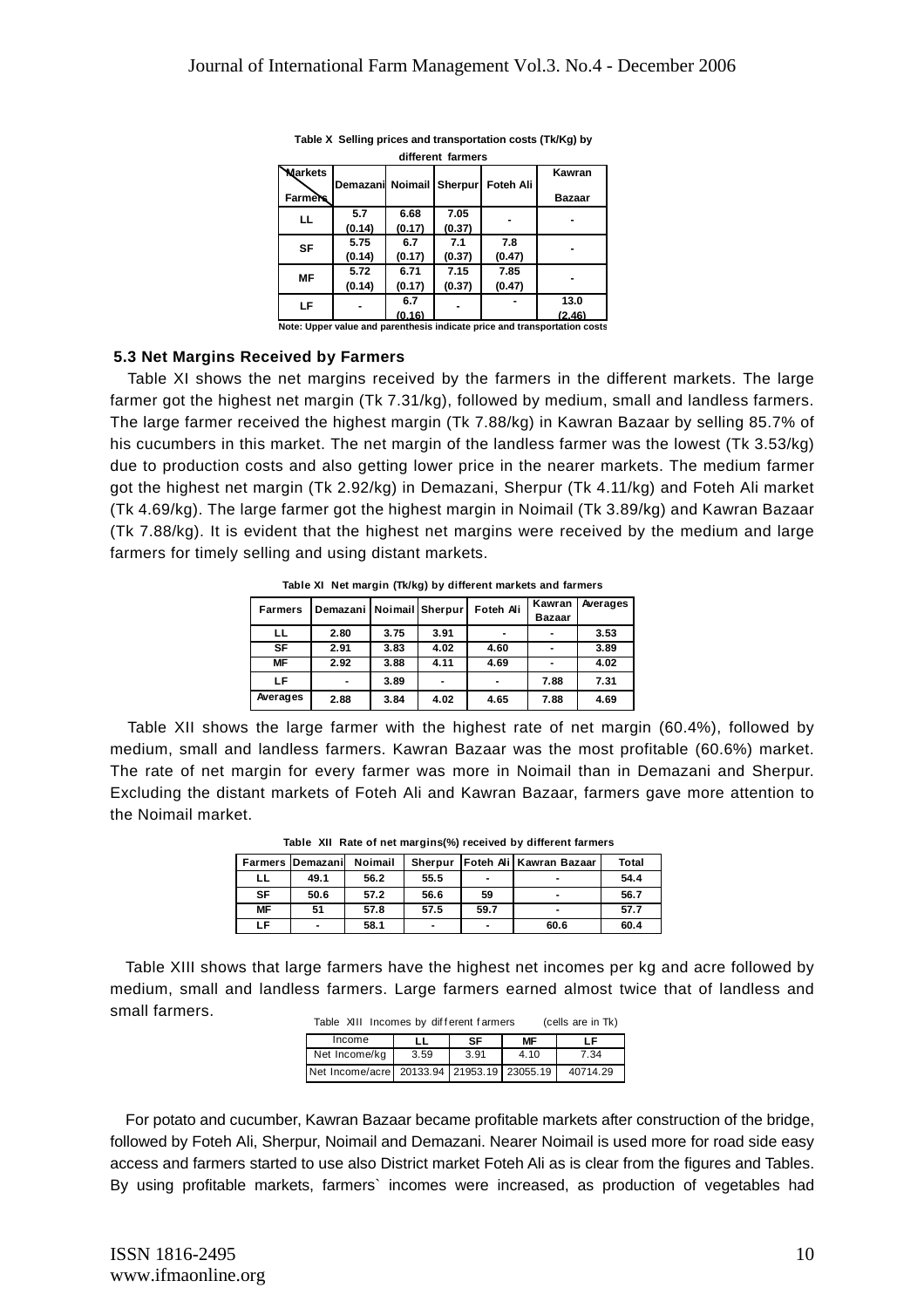**Table X Selling prices and transportation costs (Tk/Kg) by different farmers**

| Markets / Farmers | Demazani | Noimail | Sherpur | Foteh Ali | Kawran Bazaar |
|---|---|---|---|---|---|
| LL | 5.7 (0.14) | 6.68 (0.17) | 7.05 (0.37) | - | - |
| SF | 5.75 (0.14) | 6.7 (0.17) | 7.1 (0.37) | 7.8 (0.47) | - |
| MF | 5.72 (0.14) | 6.71 (0.17) | 7.15 (0.37) | 7.85 (0.47) | - |
| LF | - | 6.7 (0.16) | - | - | 13.0 (2.46) |

Note: Upper value and parenthesis indicate price and transportation costs

### 5.3 Net Margins Received by Farmers

Table XI shows the net margins received by the farmers in the different markets. The large farmer got the highest net margin (Tk 7.31/kg), followed by medium, small and landless farmers. The large farmer received the highest margin (Tk 7.88/kg) in Kawran Bazaar by selling 85.7% of his cucumbers in this market. The net margin of the landless farmer was the lowest (Tk 3.53/kg) due to production costs and also getting lower price in the nearer markets. The medium farmer got the highest net margin (Tk 2.92/kg) in Demazani, Sherpur (Tk 4.11/kg) and Foteh Ali market (Tk 4.69/kg). The large farmer got the highest margin in Noimail (Tk 3.89/kg) and Kawran Bazaar (Tk 7.88/kg). It is evident that the highest net margins were received by the medium and large farmers for timely selling and using distant markets.

**Table XI Net margin (Tk/kg) by different markets and farmers**

| Farmers | Demazani | Noimail | Sherpur | Foteh Ali | Kawran Bazaar | Averages |
|---|---|---|---|---|---|---|
| LL | 2.80 | 3.75 | 3.91 | - | - | 3.53 |
| SF | 2.91 | 3.83 | 4.02 | 4.60 | - | 3.89 |
| MF | 2.92 | 3.88 | 4.11 | 4.69 | - | 4.02 |
| LF | - | 3.89 | - | - | 7.88 | 7.31 |
| Averages | 2.88 | 3.84 | 4.02 | 4.65 | 7.88 | 4.69 |

Table XII shows the large farmer with the highest rate of net margin (60.4%), followed by medium, small and landless farmers. Kawran Bazaar was the most profitable (60.6%) market. The rate of net margin for every farmer was more in Noimail than in Demazani and Sherpur. Excluding the distant markets of Foteh Ali and Kawran Bazaar, farmers gave more attention to the Noimail market.

**Table XII Rate of net margins(%) received by different farmers**

| Farmers | Demazani | Noimail | Sherpur | Foteh Ali | Kawran Bazaar | Total |
|---|---|---|---|---|---|---|
| LL | 49.1 | 56.2 | 55.5 | - | - | 54.4 |
| SF | 50.6 | 57.2 | 56.6 | 59 | - | 56.7 |
| MF | 51 | 57.8 | 57.5 | 59.7 | - | 57.7 |
| LF | - | 58.1 | - | - | 60.6 | 60.4 |

Table XIII shows that large farmers have the highest net incomes per kg and acre followed by medium, small and landless farmers. Large farmers earned almost twice that of landless and small farmers.

Table XIII Incomes by different farmers (cells are in Tk)

| Income | LL | SF | MF | LF |
|---|---|---|---|---|
| Net Income/kg | 3.59 | 3.91 | 4.10 | 7.34 |
| Net Income/acre | 20133.94 | 21953.19 | 23055.19 | 40714.29 |

For potato and cucumber, Kawran Bazaar became profitable markets after construction of the bridge, followed by Foteh Ali, Sherpur, Noimail and Demazani. Nearer Noimail is used more for road side easy access and farmers started to use also District market Foteh Ali as is clear from the figures and Tables. By using profitable markets, farmers` incomes were increased, as production of vegetables had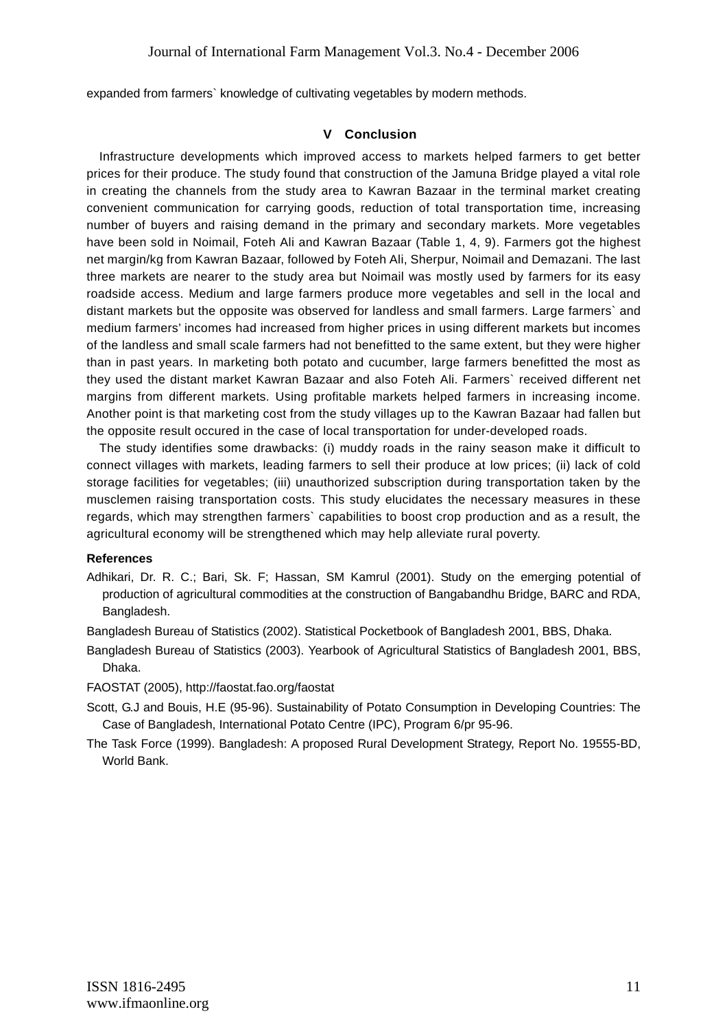expanded from farmers` knowledge of cultivating vegetables by modern methods.

## V Conclusion

Infrastructure developments which improved access to markets helped farmers to get better prices for their produce. The study found that construction of the Jamuna Bridge played a vital role in creating the channels from the study area to Kawran Bazaar in the terminal market creating convenient communication for carrying goods, reduction of total transportation time, increasing number of buyers and raising demand in the primary and secondary markets. More vegetables have been sold in Noimail, Foteh Ali and Kawran Bazaar (Table 1, 4, 9). Farmers got the highest net margin/kg from Kawran Bazaar, followed by Foteh Ali, Sherpur, Noimail and Demazani. The last three markets are nearer to the study area but Noimail was mostly used by farmers for its easy roadside access. Medium and large farmers produce more vegetables and sell in the local and distant markets but the opposite was observed for landless and small farmers. Large farmers` and medium farmers' incomes had increased from higher prices in using different markets but incomes of the landless and small scale farmers had not benefitted to the same extent, but they were higher than in past years. In marketing both potato and cucumber, large farmers benefitted the most as they used the distant market Kawran Bazaar and also Foteh Ali. Farmers` received different net margins from different markets. Using profitable markets helped farmers in increasing income. Another point is that marketing cost from the study villages up to the Kawran Bazaar had fallen but the opposite result occured in the case of local transportation for under-developed roads.

The study identifies some drawbacks: (i) muddy roads in the rainy season make it difficult to connect villages with markets, leading farmers to sell their produce at low prices; (ii) lack of cold storage facilities for vegetables; (iii) unauthorized subscription during transportation taken by the musclemen raising transportation costs. This study elucidates the necessary measures in these regards, which may strengthen farmers` capabilities to boost crop production and as a result, the agricultural economy will be strengthened which may help alleviate rural poverty.

**References**

Adhikari, Dr. R. C.; Bari, Sk. F; Hassan, SM Kamrul (2001). Study on the emerging potential of production of agricultural commodities at the construction of Bangabandhu Bridge, BARC and RDA, Bangladesh.

Bangladesh Bureau of Statistics (2002). Statistical Pocketbook of Bangladesh 2001, BBS, Dhaka.

Bangladesh Bureau of Statistics (2003). Yearbook of Agricultural Statistics of Bangladesh 2001, BBS, Dhaka.

FAOSTAT (2005), http://faostat.fao.org/faostat

Scott, G.J and Bouis, H.E (95-96). Sustainability of Potato Consumption in Developing Countries: The Case of Bangladesh, International Potato Centre (IPC), Program 6/pr 95-96.

The Task Force (1999). Bangladesh: A proposed Rural Development Strategy, Report No. 19555-BD, World Bank.